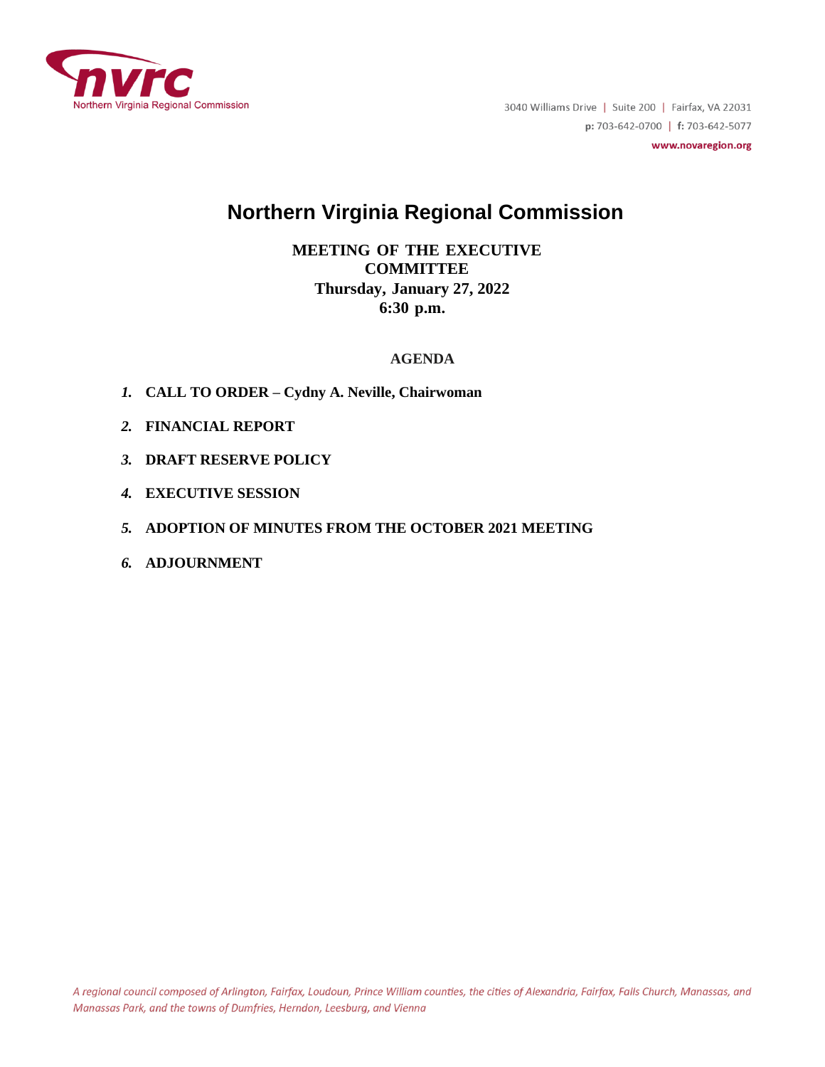Northern Virginia Regional Commission

3040 Williams Drive | Suite 200 | Fairfax, VA 22031
**p:** 703-642-0700 | **f:** 703-642-5077
**www.novaregion.org**

# Northern Virginia Regional Commission

**MEETING OF THE EXECUTIVE COMMITTEE**
**Thursday, January 27, 2022**
**6:30 p.m.**

**AGENDA**

1. **CALL TO ORDER – Cydny A. Neville, Chairwoman**
2. **FINANCIAL REPORT**
3. **DRAFT RESERVE POLICY**
4. **EXECUTIVE SESSION**
5. **ADOPTION OF MINUTES FROM THE OCTOBER 2021 MEETING**
6. **ADJOURNMENT**

*A regional council composed of Arlington, Fairfax, Loudoun, Prince William counties, the cities of Alexandria, Fairfax, Falls Church, Manassas, and Manassas Park, and the towns of Dumfries, Herndon, Leesburg, and Vienna*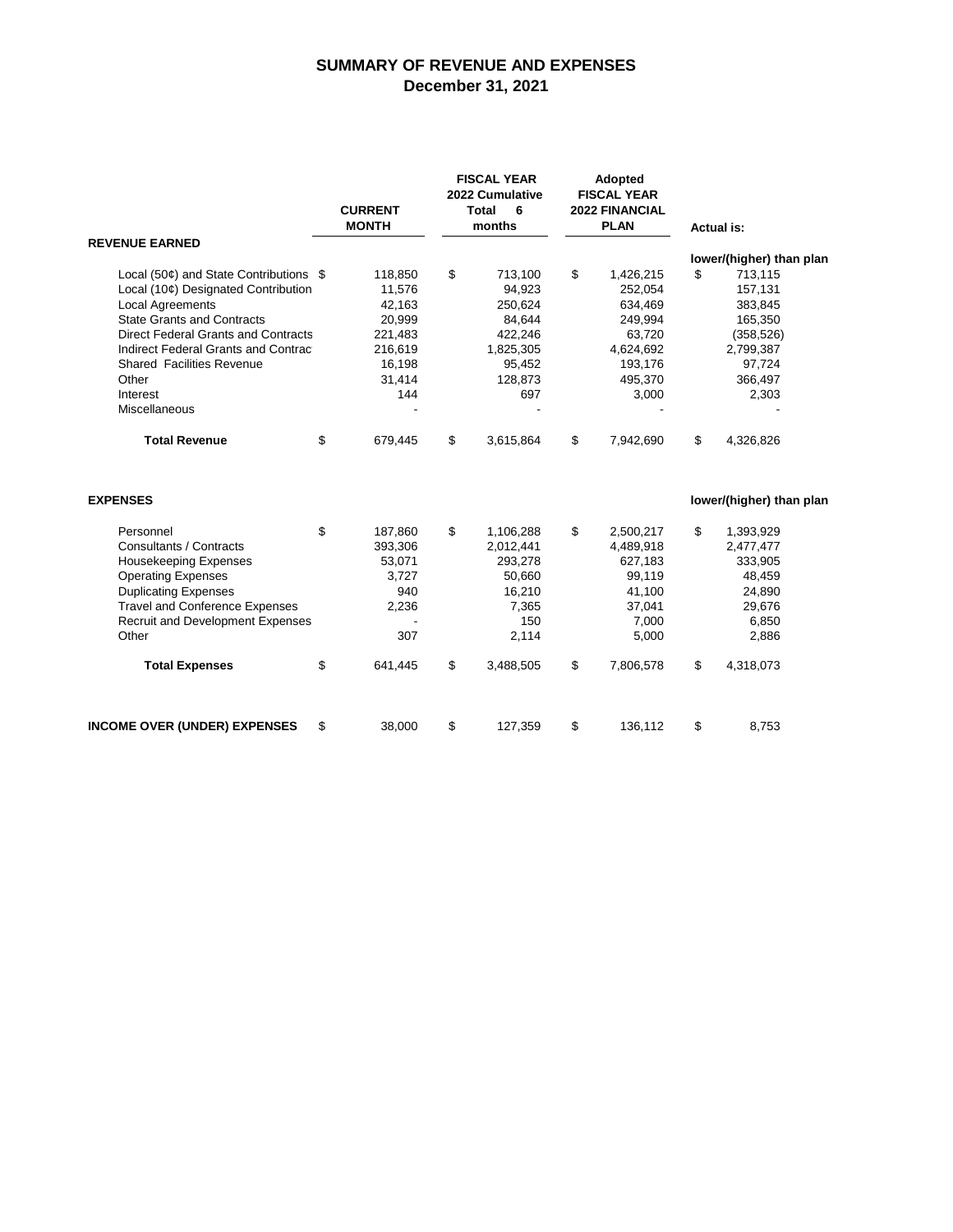# SUMMARY OF REVENUE AND EXPENSES
## December 31, 2021

| | CURRENT MONTH | FISCAL YEAR 2022 Cumulative Total 6 months | Adopted FISCAL YEAR 2022 FINANCIAL PLAN | Actual is: |
|---|---|---|---|---|
| **REVENUE EARNED** | | | | |
| | | | | **lower/(higher) than plan** |
| Local (50¢) and State Contributions | $ 118,850 | $ 713,100 | $ 1,426,215 | $ 713,115 |
| Local (10¢) Designated Contribution | 11,576 | 94,923 | 252,054 | 157,131 |
| Local Agreements | 42,163 | 250,624 | 634,469 | 383,845 |
| State Grants and Contracts | 20,999 | 84,644 | 249,994 | 165,350 |
| Direct Federal Grants and Contracts | 221,483 | 422,246 | 63,720 | (358,526) |
| Indirect Federal Grants and Contrac | 216,619 | 1,825,305 | 4,624,692 | 2,799,387 |
| Shared Facilities Revenue | 16,198 | 95,452 | 193,176 | 97,724 |
| Other | 31,414 | 128,873 | 495,370 | 366,497 |
| Interest | 144 | 697 | 3,000 | 2,303 |
| Miscellaneous | - | - | - | - |
| **Total Revenue** | $ 679,445 | $ 3,615,864 | $ 7,942,690 | $ 4,326,826 |
| **EXPENSES** | | | | **lower/(higher) than plan** |
| Personnel | $ 187,860 | $ 1,106,288 | $ 2,500,217 | $ 1,393,929 |
| Consultants / Contracts | 393,306 | 2,012,441 | 4,489,918 | 2,477,477 |
| Housekeeping Expenses | 53,071 | 293,278 | 627,183 | 333,905 |
| Operating Expenses | 3,727 | 50,660 | 99,119 | 48,459 |
| Duplicating Expenses | 940 | 16,210 | 41,100 | 24,890 |
| Travel and Conference Expenses | 2,236 | 7,365 | 37,041 | 29,676 |
| Recruit and Development Expenses | - | 150 | 7,000 | 6,850 |
| Other | 307 | 2,114 | 5,000 | 2,886 |
| **Total Expenses** | $ 641,445 | $ 3,488,505 | $ 7,806,578 | $ 4,318,073 |
| **INCOME OVER (UNDER) EXPENSES** | $ 38,000 | $ 127,359 | $ 136,112 | $ 8,753 |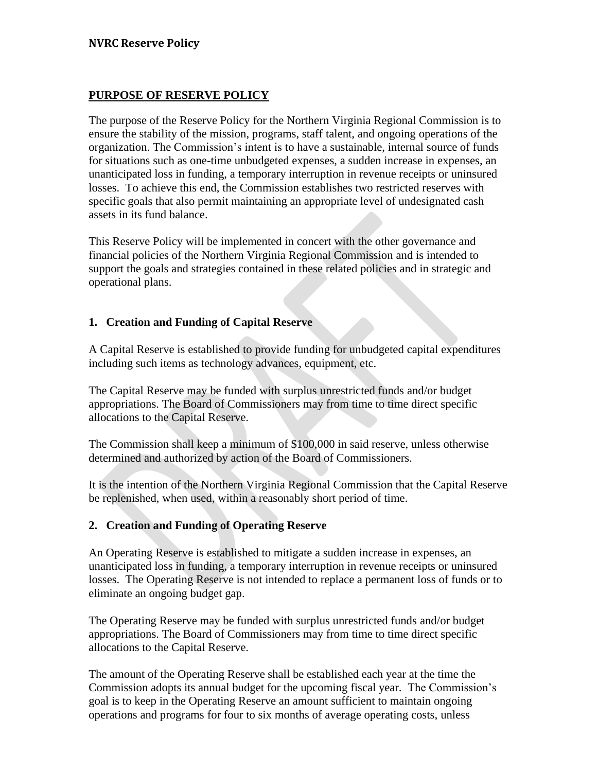## PURPOSE OF RESERVE POLICY

The purpose of the Reserve Policy for the Northern Virginia Regional Commission is to ensure the stability of the mission, programs, staff talent, and ongoing operations of the organization. The Commission's intent is to have a sustainable, internal source of funds for situations such as one-time unbudgeted expenses, a sudden increase in expenses, an unanticipated loss in funding, a temporary interruption in revenue receipts or uninsured losses. To achieve this end, the Commission establishes two restricted reserves with specific goals that also permit maintaining an appropriate level of undesignated cash assets in its fund balance.

This Reserve Policy will be implemented in concert with the other governance and financial policies of the Northern Virginia Regional Commission and is intended to support the goals and strategies contained in these related policies and in strategic and operational plans.

### 1. Creation and Funding of Capital Reserve

A Capital Reserve is established to provide funding for unbudgeted capital expenditures including such items as technology advances, equipment, etc.

The Capital Reserve may be funded with surplus unrestricted funds and/or budget appropriations. The Board of Commissioners may from time to time direct specific allocations to the Capital Reserve.

The Commission shall keep a minimum of $100,000 in said reserve, unless otherwise determined and authorized by action of the Board of Commissioners.

It is the intention of the Northern Virginia Regional Commission that the Capital Reserve be replenished, when used, within a reasonably short period of time.

### 2. Creation and Funding of Operating Reserve

An Operating Reserve is established to mitigate a sudden increase in expenses, an unanticipated loss in funding, a temporary interruption in revenue receipts or uninsured losses. The Operating Reserve is not intended to replace a permanent loss of funds or to eliminate an ongoing budget gap.

The Operating Reserve may be funded with surplus unrestricted funds and/or budget appropriations. The Board of Commissioners may from time to time direct specific allocations to the Capital Reserve.

The amount of the Operating Reserve shall be established each year at the time the Commission adopts its annual budget for the upcoming fiscal year. The Commission's goal is to keep in the Operating Reserve an amount sufficient to maintain ongoing operations and programs for four to six months of average operating costs, unless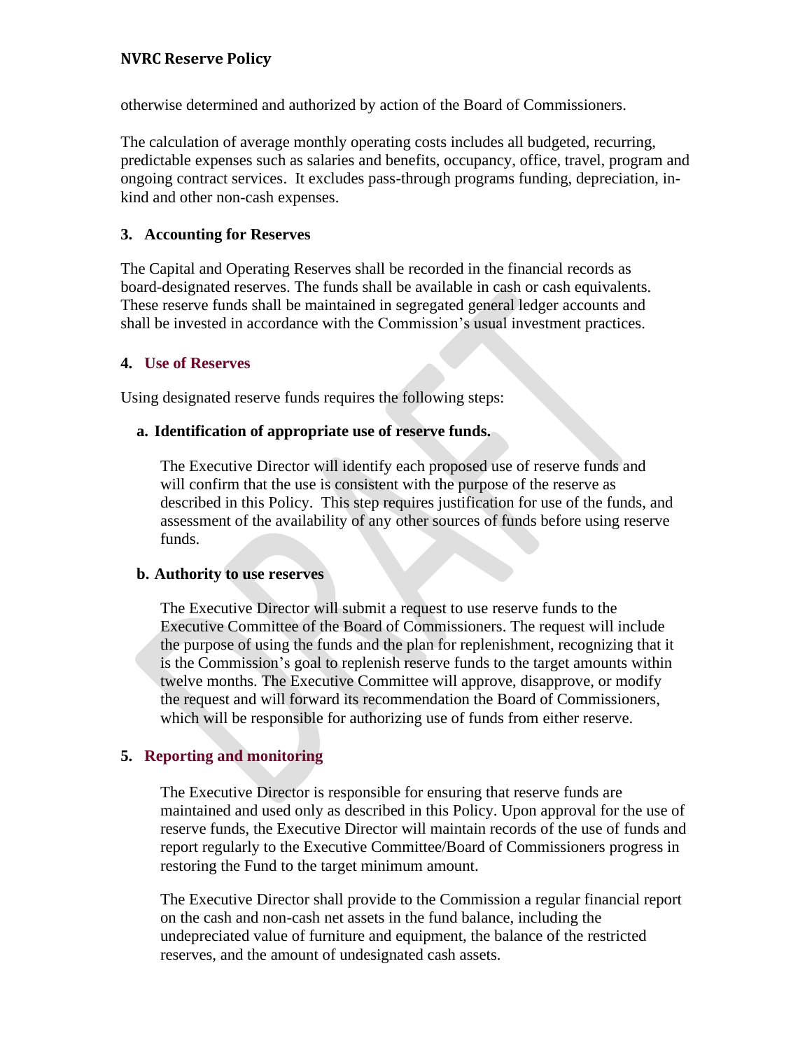otherwise determined and authorized by action of the Board of Commissioners.

The calculation of average monthly operating costs includes all budgeted, recurring, predictable expenses such as salaries and benefits, occupancy, office, travel, program and ongoing contract services. It excludes pass-through programs funding, depreciation, in-kind and other non-cash expenses.

## 3. Accounting for Reserves

The Capital and Operating Reserves shall be recorded in the financial records as board-designated reserves. The funds shall be available in cash or cash equivalents. These reserve funds shall be maintained in segregated general ledger accounts and shall be invested in accordance with the Commission's usual investment practices.

## 4. Use of Reserves

Using designated reserve funds requires the following steps:

### a. Identification of appropriate use of reserve funds.

The Executive Director will identify each proposed use of reserve funds and will confirm that the use is consistent with the purpose of the reserve as described in this Policy. This step requires justification for use of the funds, and assessment of the availability of any other sources of funds before using reserve funds.

### b. Authority to use reserves

The Executive Director will submit a request to use reserve funds to the Executive Committee of the Board of Commissioners. The request will include the purpose of using the funds and the plan for replenishment, recognizing that it is the Commission's goal to replenish reserve funds to the target amounts within twelve months. The Executive Committee will approve, disapprove, or modify the request and will forward its recommendation the Board of Commissioners, which will be responsible for authorizing use of funds from either reserve.

## 5. Reporting and monitoring

The Executive Director is responsible for ensuring that reserve funds are maintained and used only as described in this Policy. Upon approval for the use of reserve funds, the Executive Director will maintain records of the use of funds and report regularly to the Executive Committee/Board of Commissioners progress in restoring the Fund to the target minimum amount.

The Executive Director shall provide to the Commission a regular financial report on the cash and non-cash net assets in the fund balance, including the undepreciated value of furniture and equipment, the balance of the restricted reserves, and the amount of undesignated cash assets.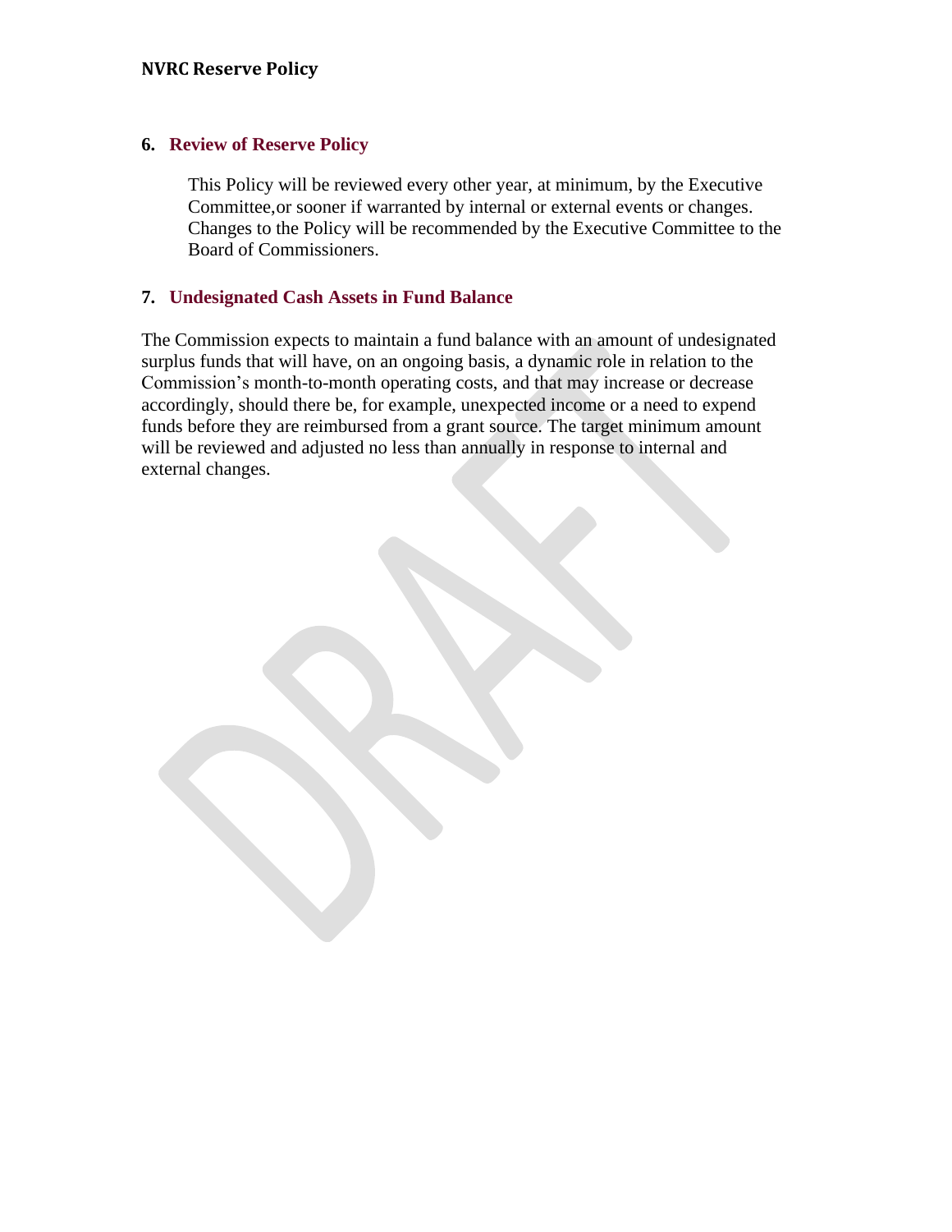## 6. Review of Reserve Policy

This Policy will be reviewed every other year, at minimum, by the Executive Committee,or sooner if warranted by internal or external events or changes. Changes to the Policy will be recommended by the Executive Committee to the Board of Commissioners.

## 7. Undesignated Cash Assets in Fund Balance

The Commission expects to maintain a fund balance with an amount of undesignated surplus funds that will have, on an ongoing basis, a dynamic role in relation to the Commission's month-to-month operating costs, and that may increase or decrease accordingly, should there be, for example, unexpected income or a need to expend funds before they are reimbursed from a grant source. The target minimum amount will be reviewed and adjusted no less than annually in response to internal and external changes.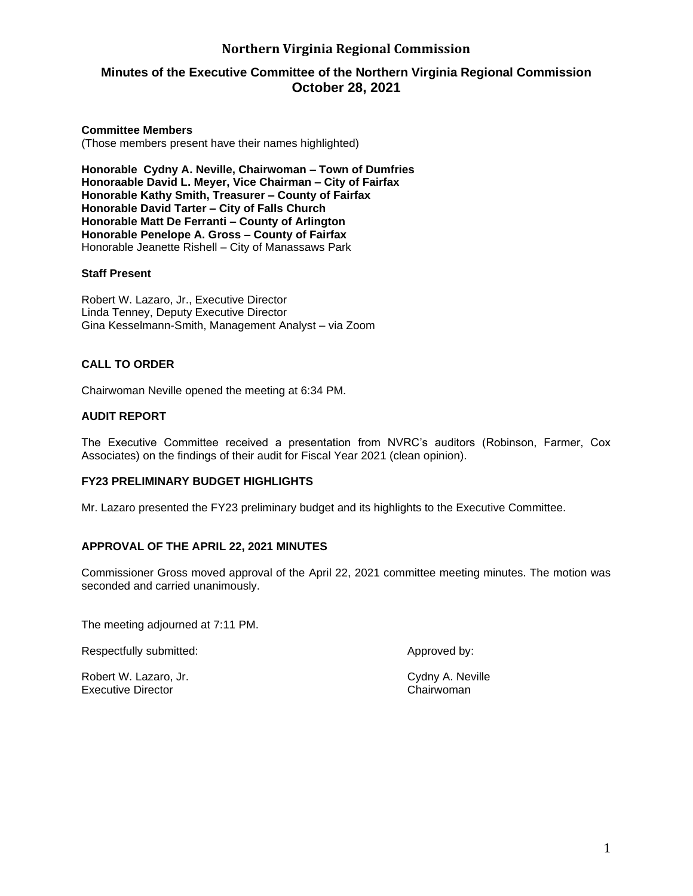# Northern Virginia Regional Commission

## Minutes of the Executive Committee of the Northern Virginia Regional Commission
## October 28, 2021

**Committee Members**
(Those members present have their names highlighted)

**Honorable Cydny A. Neville, Chairwoman – Town of Dumfries**
**Honoraable David L. Meyer, Vice Chairman – City of Fairfax**
**Honorable Kathy Smith, Treasurer – County of Fairfax**
**Honorable David Tarter – City of Falls Church**
**Honorable Matt De Ferranti – County of Arlington**
**Honorable Penelope A. Gross – County of Fairfax**
Honorable Jeanette Rishell – City of Manassaws Park

**Staff Present**

Robert W. Lazaro, Jr., Executive Director
Linda Tenney, Deputy Executive Director
Gina Kesselmann-Smith, Management Analyst – via Zoom

**CALL TO ORDER**

Chairwoman Neville opened the meeting at 6:34 PM.

**AUDIT REPORT**

The Executive Committee received a presentation from NVRC's auditors (Robinson, Farmer, Cox Associates) on the findings of their audit for Fiscal Year 2021 (clean opinion).

**FY23 PRELIMINARY BUDGET HIGHLIGHTS**

Mr. Lazaro presented the FY23 preliminary budget and its highlights to the Executive Committee.

**APPROVAL OF THE APRIL 22, 2021 MINUTES**

Commissioner Gross moved approval of the April 22, 2021 committee meeting minutes. The motion was seconded and carried unanimously.

The meeting adjourned at 7:11 PM.

Respectfully submitted:

Robert W. Lazaro, Jr.
Executive Director

Approved by:

Cydny A. Neville
Chairwoman